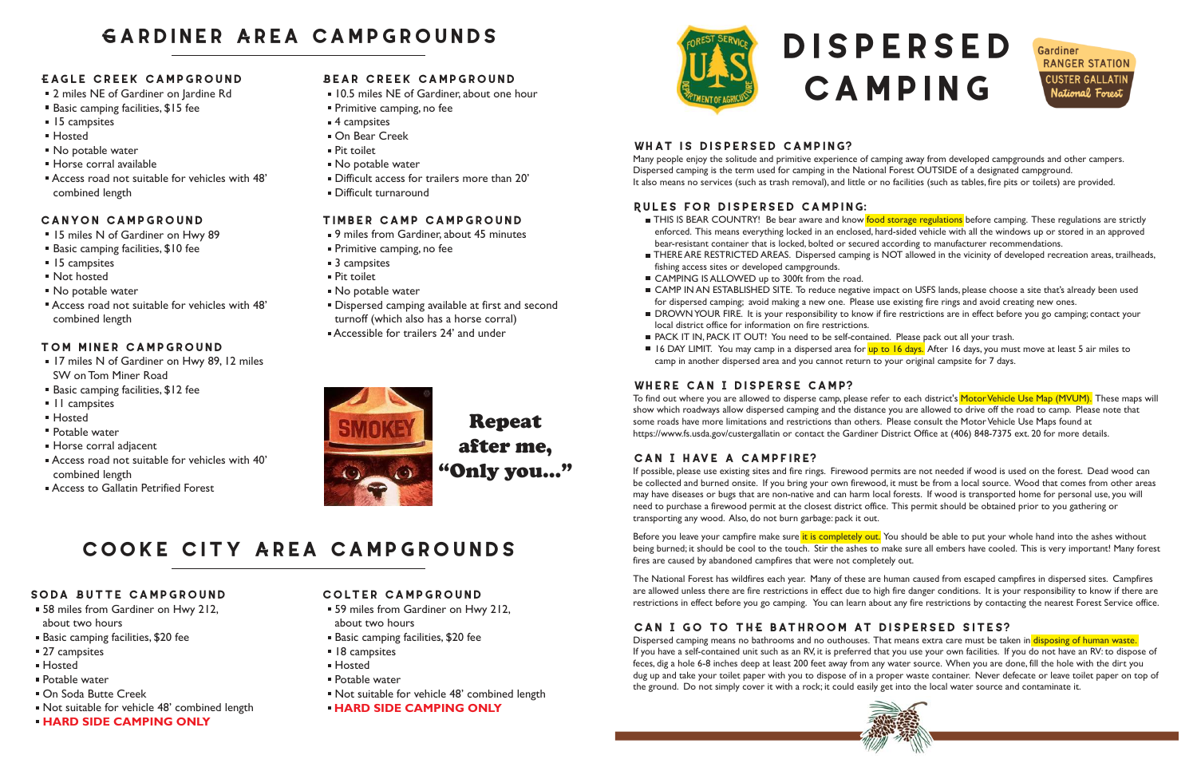# GARDINER AREA CAMPGROUNDS

### EAGLE CREEK CAMPGROUND

- 2 miles NE of Gardiner on Jardine Rd
- Basic camping facilities, $15 fee
- 15 campsites
- Hosted
- No potable water
- Horse corral available
- Access road not suitable for vehicles with 48' combined length

### CANYON CAMPGROUND

- 15 miles N of Gardiner on Hwy 89
- Basic camping facilities, $10 fee
- 15 campsites
- Not hosted
- No potable water
- Access road not suitable for vehicles with 48' combined length

### TOM MINER CAMPGROUND

- 17 miles N of Gardiner on Hwy 89, 12 miles SW on Tom Miner Road
- Basic camping facilities, $12 fee
- 11 campsites
- Hosted
- Potable water
- Horse corral adjacent
- Access road not suitable for vehicles with 40' combined length
- Access to Gallatin Petrified Forest

### BEAR CREEK CAMPGROUND

- 10.5 miles NE of Gardiner, about one hour
- Primitive camping, no fee
- 4 campsites
- On Bear Creek
- Pit toilet
- No potable water
- Difficult access for trailers more than 20'
- Difficult turnaround

### TIMBER CAMP CAMPGROUND

- 9 miles from Gardiner, about 45 minutes
- Primitive camping, no fee
- 3 campsites
- Pit toilet
- No potable water
- Dispersed camping available at first and second turnoff (which also has a horse corral)
- Accessible for trailers 24' and under

Repeat after me, "Only you..."

# COOKE CITY AREA CAMPGROUNDS

### SODA BUTTE CAMPGROUND

- 58 miles from Gardiner on Hwy 212, about two hours
- Basic camping facilities, $20 fee
- 27 campsites
- Hosted
- Potable water
- On Soda Butte Creek
- Not suitable for vehicle 48' combined length
- **HARD SIDE CAMPING ONLY**

### COLTER CAMPGROUND

- 59 miles from Gardiner on Hwy 212, about two hours
- Basic camping facilities, $20 fee
- 18 campsites
- Hosted
- Potable water
- Not suitable for vehicle 48' combined length
- **HARD SIDE CAMPING ONLY**

# DISPERSED CAMPING

Gardiner RANGER STATION
CUSTER GALLATIN National Forest

### WHAT IS DISPERSED CAMPING?

Many people enjoy the solitude and primitive experience of camping away from developed campgrounds and other campers. Dispersed camping is the term used for camping in the National Forest OUTSIDE of a designated campground. It also means no services (such as trash removal), and little or no facilities (such as tables, fire pits or toilets) are provided.

### RULES FOR DISPERSED CAMPING:

- THIS IS BEAR COUNTRY! Be bear aware and know food storage regulations before camping. These regulations are strictly enforced. This means everything locked in an enclosed, hard-sided vehicle with all the windows up or stored in an approved bear-resistant container that is locked, bolted or secured according to manufacturer recommendations.
- THERE ARE RESTRICTED AREAS. Dispersed camping is NOT allowed in the vicinity of developed recreation areas, trailheads, fishing access sites or developed campgrounds.
- CAMPING IS ALLOWED up to 300ft from the road.
- CAMP IN AN ESTABLISHED SITE. To reduce negative impact on USFS lands, please choose a site that's already been used for dispersed camping; avoid making a new one. Please use existing fire rings and avoid creating new ones.
- DROWN YOUR FIRE. It is your responsibility to know if fire restrictions are in effect before you go camping; contact your local district office for information on fire restrictions.
- PACK IT IN, PACK IT OUT! You need to be self-contained. Please pack out all your trash.
- 16 DAY LIMIT. You may camp in a dispersed area for up to 16 days. After 16 days, you must move at least 5 air miles to camp in another dispersed area and you cannot return to your original campsite for 7 days.

### WHERE CAN I DISPERSE CAMP?

To find out where you are allowed to disperse camp, please refer to each district's Motor Vehicle Use Map (MVUM). These maps will show which roadways allow dispersed camping and the distance you are allowed to drive off the road to camp. Please note that some roads have more limitations and restrictions than others. Please consult the Motor Vehicle Use Maps found at https://www.fs.usda.gov/custergallatin or contact the Gardiner District Office at (406) 848-7375 ext. 20 for more details.

### CAN I HAVE A CAMPFIRE?

If possible, please use existing sites and fire rings. Firewood permits are not needed if wood is used on the forest. Dead wood can be collected and burned onsite. If you bring your own firewood, it must be from a local source. Wood that comes from other areas may have diseases or bugs that are non-native and can harm local forests. If wood is transported home for personal use, you will need to purchase a firewood permit at the closest district office. This permit should be obtained prior to you gathering or transporting any wood. Also, do not burn garbage: pack it out.

Before you leave your campfire make sure it is completely out. You should be able to put your whole hand into the ashes without being burned; it should be cool to the touch. Stir the ashes to make sure all embers have cooled. This is very important! Many forest fires are caused by abandoned campfires that were not completely out.

The National Forest has wildfires each year. Many of these are human caused from escaped campfires in dispersed sites. Campfires are allowed unless there are fire restrictions in effect due to high fire danger conditions. It is your responsibility to know if there are restrictions in effect before you go camping. You can learn about any fire restrictions by contacting the nearest Forest Service office.

### CAN I GO TO THE BATHROOM AT DISPERSED SITES?

Dispersed camping means no bathrooms and no outhouses. That means extra care must be taken in disposing of human waste. If you have a self-contained unit such as an RV, it is preferred that you use your own facilities. If you do not have an RV: to dispose of feces, dig a hole 6-8 inches deep at least 200 feet away from any water source. When you are done, fill the hole with the dirt you dug up and take your toilet paper with you to dispose of in a proper waste container. Never defecate or leave toilet paper on top of the ground. Do not simply cover it with a rock; it could easily get into the local water source and contaminate it.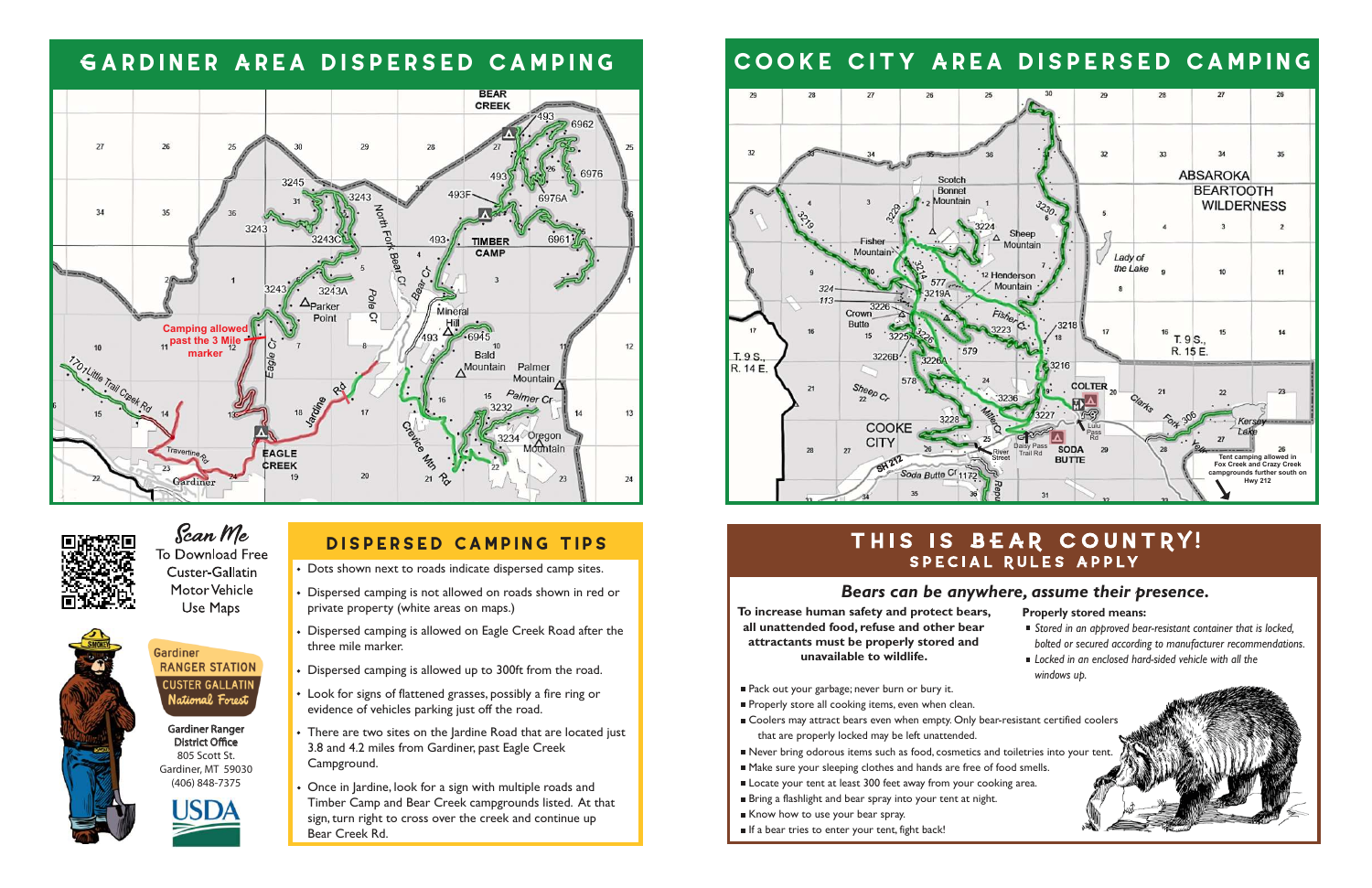# GARDINER AREA DISPERSED CAMPING

BEAR CREEK

TIMBER CAMP

Parker Point

Mineral Hill

Bald Mountain

Palmer Mountain

Oregon Mountain

Camping allowed past the 3 Mile marker

EAGLE CREEK

Gardiner

# COOKE CITY AREA DISPERSED CAMPING

ABSAROKA BEARTOOTH WILDERNESS

Scotch Bonnet Mountain

Sheep Mountain

Fisher Mountain

Henderson Mountain

Lady of the Lake

Crown Butte

T. 9 S., R. 14 E.

T. 9 S., R. 15 E.

COLTER

COOKE CITY

SODA BUTTE

Kersey Lake

Tent camping allowed in Fox Creek and Crazy Creek campgrounds further south on Hwy 212

Scan Me To Download Free Custer-Gallatin Motor Vehicle Use Maps

Gardiner RANGER STATION CUSTER GALLATIN National Forest

Gardiner Ranger District Office
805 Scott St.
Gardiner, MT 59030
(406) 848-7375

USDA

## DISPERSED CAMPING TIPS

- Dots shown next to roads indicate dispersed camp sites.
- Dispersed camping is not allowed on roads shown in red or private property (white areas on maps.)
- Dispersed camping is allowed on Eagle Creek Road after the three mile marker.
- Dispersed camping is allowed up to 300ft from the road.
- Look for signs of flattened grasses, possibly a fire ring or evidence of vehicles parking just off the road.
- There are two sites on the Jardine Road that are located just 3.8 and 4.2 miles from Gardiner, past Eagle Creek Campground.
- Once in Jardine, look for a sign with multiple roads and Timber Camp and Bear Creek campgrounds listed. At that sign, turn right to cross over the creek and continue up Bear Creek Rd.

## THIS IS BEAR COUNTRY!
### SPECIAL RULES APPLY

*Bears can be anywhere, assume their presence.*

**To increase human safety and protect bears, all unattended food, refuse and other bear attractants must be properly stored and unavailable to wildlife.**

**Properly stored means:**

- *Stored in an approved bear-resistant container that is locked, bolted or secured according to manufacturer recommendations.*
- *Locked in an enclosed hard-sided vehicle with all the windows up.*

- Pack out your garbage; never burn or bury it.
- Properly store all cooking items, even when clean.
- Coolers may attract bears even when empty. Only bear-resistant certified coolers that are properly locked may be left unattended.
- Never bring odorous items such as food, cosmetics and toiletries into your tent.
- Make sure your sleeping clothes and hands are free of food smells.
- Locate your tent at least 300 feet away from your cooking area.
- Bring a flashlight and bear spray into your tent at night.
- Know how to use your bear spray.
- If a bear tries to enter your tent, fight back!